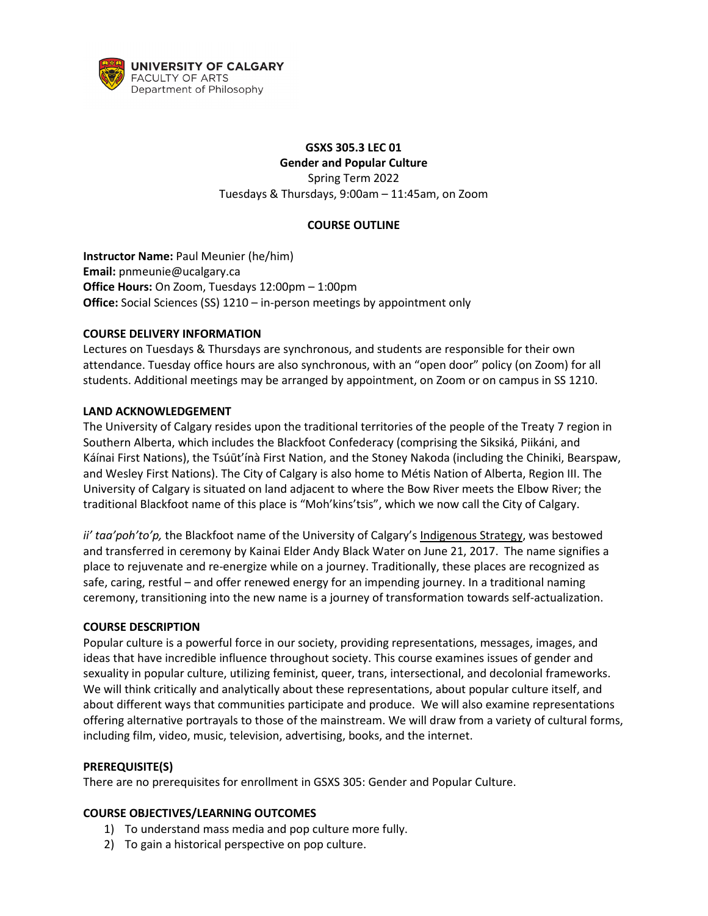**UNIVERSITY OF CALGARY**
FACULTY OF ARTS
Department of Philosophy

# GSXS 305.3 LEC 01
## Gender and Popular Culture

Spring Term 2022
Tuesdays & Thursdays, 9:00am – 11:45am, on Zoom

## COURSE OUTLINE

**Instructor Name:** Paul Meunier (he/him)
**Email:** pnmeunie@ucalgary.ca
**Office Hours:** On Zoom, Tuesdays 12:00pm – 1:00pm
**Office:** Social Sciences (SS) 1210 – in-person meetings by appointment only

### COURSE DELIVERY INFORMATION

Lectures on Tuesdays & Thursdays are synchronous, and students are responsible for their own attendance. Tuesday office hours are also synchronous, with an "open door" policy (on Zoom) for all students. Additional meetings may be arranged by appointment, on Zoom or on campus in SS 1210.

### LAND ACKNOWLEDGEMENT

The University of Calgary resides upon the traditional territories of the people of the Treaty 7 region in Southern Alberta, which includes the Blackfoot Confederacy (comprising the Siksiká, Piikáni, and Káínai First Nations), the Tsúūt'ínà First Nation, and the Stoney Nakoda (including the Chiniki, Bearspaw, and Wesley First Nations). The City of Calgary is also home to Métis Nation of Alberta, Region III. The University of Calgary is situated on land adjacent to where the Bow River meets the Elbow River; the traditional Blackfoot name of this place is "Moh'kins'tsis", which we now call the City of Calgary.

*ii' taa'poh'to'p,* the Blackfoot name of the University of Calgary's Indigenous Strategy, was bestowed and transferred in ceremony by Kainai Elder Andy Black Water on June 21, 2017. The name signifies a place to rejuvenate and re-energize while on a journey. Traditionally, these places are recognized as safe, caring, restful – and offer renewed energy for an impending journey. In a traditional naming ceremony, transitioning into the new name is a journey of transformation towards self-actualization.

### COURSE DESCRIPTION

Popular culture is a powerful force in our society, providing representations, messages, images, and ideas that have incredible influence throughout society. This course examines issues of gender and sexuality in popular culture, utilizing feminist, queer, trans, intersectional, and decolonial frameworks. We will think critically and analytically about these representations, about popular culture itself, and about different ways that communities participate and produce. We will also examine representations offering alternative portrayals to those of the mainstream. We will draw from a variety of cultural forms, including film, video, music, television, advertising, books, and the internet.

### PREREQUISITE(S)

There are no prerequisites for enrollment in GSXS 305: Gender and Popular Culture.

### COURSE OBJECTIVES/LEARNING OUTCOMES

1) To understand mass media and pop culture more fully.
2) To gain a historical perspective on pop culture.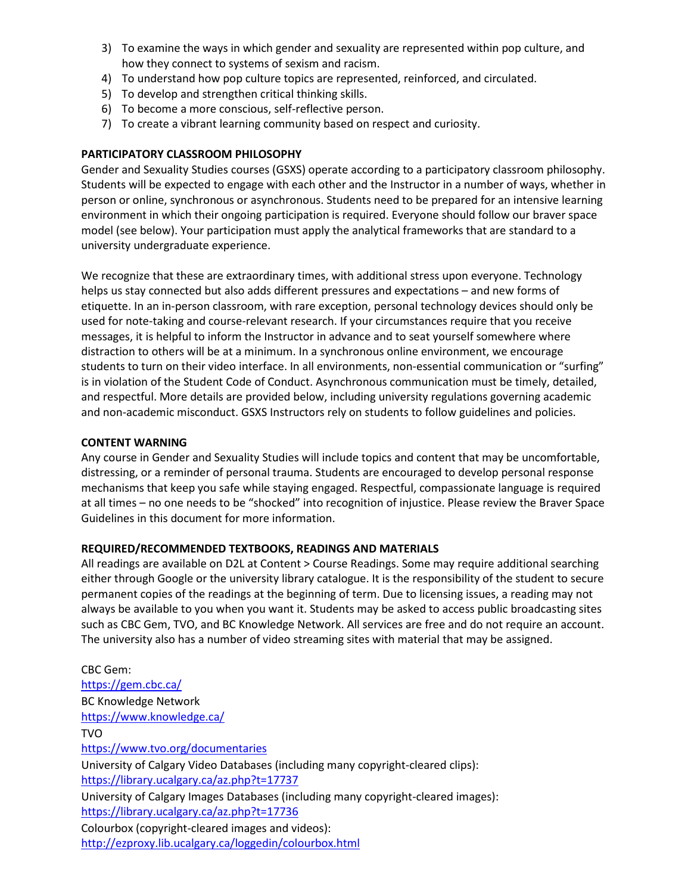3) To examine the ways in which gender and sexuality are represented within pop culture, and how they connect to systems of sexism and racism.
4) To understand how pop culture topics are represented, reinforced, and circulated.
5) To develop and strengthen critical thinking skills.
6) To become a more conscious, self-reflective person.
7) To create a vibrant learning community based on respect and curiosity.

**PARTICIPATORY CLASSROOM PHILOSOPHY**

Gender and Sexuality Studies courses (GSXS) operate according to a participatory classroom philosophy. Students will be expected to engage with each other and the Instructor in a number of ways, whether in person or online, synchronous or asynchronous. Students need to be prepared for an intensive learning environment in which their ongoing participation is required. Everyone should follow our braver space model (see below). Your participation must apply the analytical frameworks that are standard to a university undergraduate experience.

We recognize that these are extraordinary times, with additional stress upon everyone. Technology helps us stay connected but also adds different pressures and expectations – and new forms of etiquette. In an in-person classroom, with rare exception, personal technology devices should only be used for note-taking and course-relevant research. If your circumstances require that you receive messages, it is helpful to inform the Instructor in advance and to seat yourself somewhere where distraction to others will be at a minimum. In a synchronous online environment, we encourage students to turn on their video interface. In all environments, non-essential communication or "surfing" is in violation of the Student Code of Conduct. Asynchronous communication must be timely, detailed, and respectful. More details are provided below, including university regulations governing academic and non-academic misconduct. GSXS Instructors rely on students to follow guidelines and policies.

**CONTENT WARNING**

Any course in Gender and Sexuality Studies will include topics and content that may be uncomfortable, distressing, or a reminder of personal trauma. Students are encouraged to develop personal response mechanisms that keep you safe while staying engaged. Respectful, compassionate language is required at all times – no one needs to be "shocked" into recognition of injustice. Please review the Braver Space Guidelines in this document for more information.

**REQUIRED/RECOMMENDED TEXTBOOKS, READINGS AND MATERIALS**

All readings are available on D2L at Content > Course Readings. Some may require additional searching either through Google or the university library catalogue. It is the responsibility of the student to secure permanent copies of the readings at the beginning of term. Due to licensing issues, a reading may not always be available to you when you want it. Students may be asked to access public broadcasting sites such as CBC Gem, TVO, and BC Knowledge Network. All services are free and do not require an account. The university also has a number of video streaming sites with material that may be assigned.

CBC Gem:
https://gem.cbc.ca/
BC Knowledge Network
https://www.knowledge.ca/
TVO
https://www.tvo.org/documentaries
University of Calgary Video Databases (including many copyright-cleared clips):
https://library.ucalgary.ca/az.php?t=17737
University of Calgary Images Databases (including many copyright-cleared images):
https://library.ucalgary.ca/az.php?t=17736
Colourbox (copyright-cleared images and videos):
http://ezproxy.lib.ucalgary.ca/loggedin/colourbox.html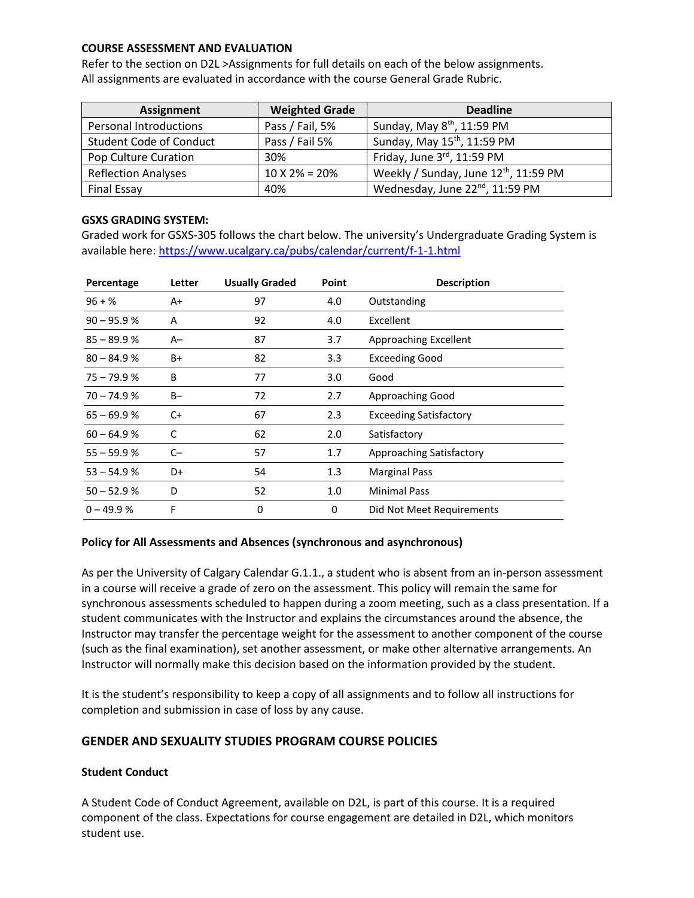**COURSE ASSESSMENT AND EVALUATION**

Refer to the section on D2L >Assignments for full details on each of the below assignments.
All assignments are evaluated in accordance with the course General Grade Rubric.

| Assignment | Weighted Grade | Deadline |
|---|---|---|
| Personal Introductions | Pass / Fail, 5% | Sunday, May 8th, 11:59 PM |
| Student Code of Conduct | Pass / Fail 5% | Sunday, May 15th, 11:59 PM |
| Pop Culture Curation | 30% | Friday, June 3rd, 11:59 PM |
| Reflection Analyses | 10 X 2% = 20% | Weekly / Sunday, June 12th, 11:59 PM |
| Final Essay | 40% | Wednesday, June 22nd, 11:59 PM |

**GSXS GRADING SYSTEM:**

Graded work for GSXS-305 follows the chart below. The university's Undergraduate Grading System is available here: https://www.ucalgary.ca/pubs/calendar/current/f-1-1.html

| Percentage | Letter | Usually Graded | Point | Description |
|---|---|---|---|---|
| 96 + % | A+ | 97 | 4.0 | Outstanding |
| 90 – 95.9 % | A | 92 | 4.0 | Excellent |
| 85 – 89.9 % | A– | 87 | 3.7 | Approaching Excellent |
| 80 – 84.9 % | B+ | 82 | 3.3 | Exceeding Good |
| 75 – 79.9 % | B | 77 | 3.0 | Good |
| 70 – 74.9 % | B– | 72 | 2.7 | Approaching Good |
| 65 – 69.9 % | C+ | 67 | 2.3 | Exceeding Satisfactory |
| 60 – 64.9 % | C | 62 | 2.0 | Satisfactory |
| 55 – 59.9 % | C– | 57 | 1.7 | Approaching Satisfactory |
| 53 – 54.9 % | D+ | 54 | 1.3 | Marginal Pass |
| 50 – 52.9 % | D | 52 | 1.0 | Minimal Pass |
| 0 – 49.9 % | F | 0 | 0 | Did Not Meet Requirements |

**Policy for All Assessments and Absences (synchronous and asynchronous)**

As per the University of Calgary Calendar G.1.1., a student who is absent from an in-person assessment in a course will receive a grade of zero on the assessment. This policy will remain the same for synchronous assessments scheduled to happen during a zoom meeting, such as a class presentation. If a student communicates with the Instructor and explains the circumstances around the absence, the Instructor may transfer the percentage weight for the assessment to another component of the course (such as the final examination), set another assessment, or make other alternative arrangements. An Instructor will normally make this decision based on the information provided by the student.

It is the student's responsibility to keep a copy of all assignments and to follow all instructions for completion and submission in case of loss by any cause.

## GENDER AND SEXUALITY STUDIES PROGRAM COURSE POLICIES

**Student Conduct**

A Student Code of Conduct Agreement, available on D2L, is part of this course. It is a required component of the class. Expectations for course engagement are detailed in D2L, which monitors student use.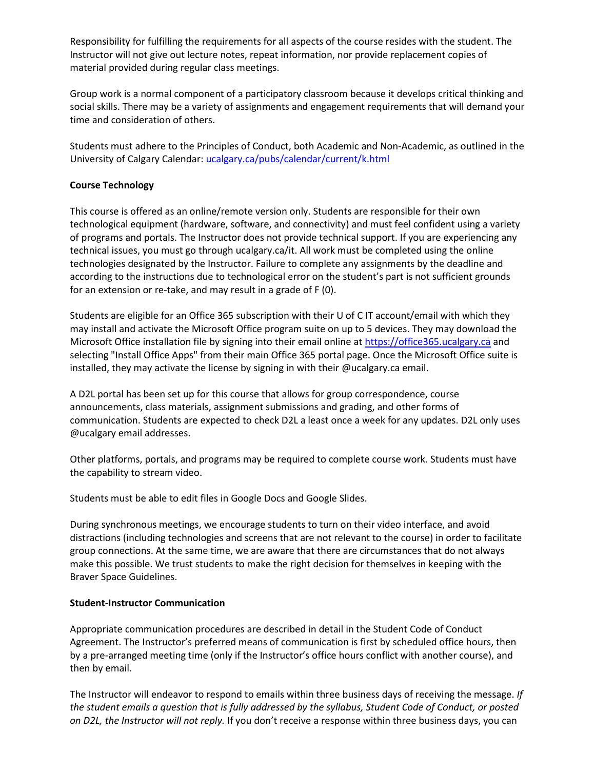Responsibility for fulfilling the requirements for all aspects of the course resides with the student. The Instructor will not give out lecture notes, repeat information, nor provide replacement copies of material provided during regular class meetings.

Group work is a normal component of a participatory classroom because it develops critical thinking and social skills. There may be a variety of assignments and engagement requirements that will demand your time and consideration of others.

Students must adhere to the Principles of Conduct, both Academic and Non-Academic, as outlined in the University of Calgary Calendar: [ucalgary.ca/pubs/calendar/current/k.html](ucalgary.ca/pubs/calendar/current/k.html)

**Course Technology**

This course is offered as an online/remote version only. Students are responsible for their own technological equipment (hardware, software, and connectivity) and must feel confident using a variety of programs and portals. The Instructor does not provide technical support. If you are experiencing any technical issues, you must go through ucalgary.ca/it. All work must be completed using the online technologies designated by the Instructor. Failure to complete any assignments by the deadline and according to the instructions due to technological error on the student's part is not sufficient grounds for an extension or re-take, and may result in a grade of F (0).

Students are eligible for an Office 365 subscription with their U of C IT account/email with which they may install and activate the Microsoft Office program suite on up to 5 devices. They may download the Microsoft Office installation file by signing into their email online at [https://office365.ucalgary.ca](https://office365.ucalgary.ca) and selecting "Install Office Apps" from their main Office 365 portal page. Once the Microsoft Office suite is installed, they may activate the license by signing in with their @ucalgary.ca email.

A D2L portal has been set up for this course that allows for group correspondence, course announcements, class materials, assignment submissions and grading, and other forms of communication. Students are expected to check D2L a least once a week for any updates. D2L only uses @ucalgary email addresses.

Other platforms, portals, and programs may be required to complete course work. Students must have the capability to stream video.

Students must be able to edit files in Google Docs and Google Slides.

During synchronous meetings, we encourage students to turn on their video interface, and avoid distractions (including technologies and screens that are not relevant to the course) in order to facilitate group connections. At the same time, we are aware that there are circumstances that do not always make this possible. We trust students to make the right decision for themselves in keeping with the Braver Space Guidelines.

**Student-Instructor Communication**

Appropriate communication procedures are described in detail in the Student Code of Conduct Agreement. The Instructor's preferred means of communication is first by scheduled office hours, then by a pre-arranged meeting time (only if the Instructor's office hours conflict with another course), and then by email.

The Instructor will endeavor to respond to emails within three business days of receiving the message. *If the student emails a question that is fully addressed by the syllabus, Student Code of Conduct, or posted on D2L, the Instructor will not reply.* If you don't receive a response within three business days, you can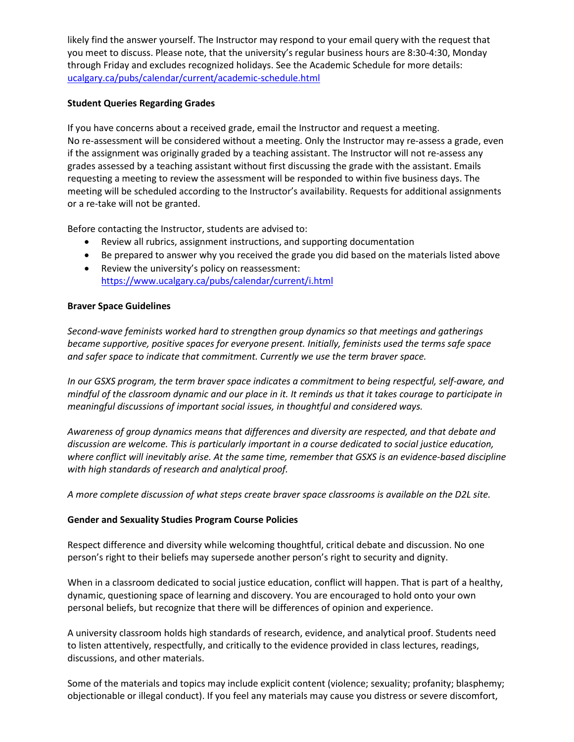likely find the answer yourself. The Instructor may respond to your email query with the request that you meet to discuss. Please note, that the university's regular business hours are 8:30-4:30, Monday through Friday and excludes recognized holidays. See the Academic Schedule for more details: [ucalgary.ca/pubs/calendar/current/academic-schedule.html](ucalgary.ca/pubs/calendar/current/academic-schedule.html)

**Student Queries Regarding Grades**

If you have concerns about a received grade, email the Instructor and request a meeting.
No re-assessment will be considered without a meeting. Only the Instructor may re-assess a grade, even if the assignment was originally graded by a teaching assistant. The Instructor will not re-assess any grades assessed by a teaching assistant without first discussing the grade with the assistant. Emails requesting a meeting to review the assessment will be responded to within five business days. The meeting will be scheduled according to the Instructor's availability. Requests for additional assignments or a re-take will not be granted.

Before contacting the Instructor, students are advised to:

- Review all rubrics, assignment instructions, and supporting documentation
- Be prepared to answer why you received the grade you did based on the materials listed above
- Review the university's policy on reassessment: [https://www.ucalgary.ca/pubs/calendar/current/i.html](https://www.ucalgary.ca/pubs/calendar/current/i.html)

**Braver Space Guidelines**

*Second-wave feminists worked hard to strengthen group dynamics so that meetings and gatherings became supportive, positive spaces for everyone present. Initially, feminists used the terms safe space and safer space to indicate that commitment. Currently we use the term braver space.*

*In our GSXS program, the term braver space indicates a commitment to being respectful, self-aware, and mindful of the classroom dynamic and our place in it. It reminds us that it takes courage to participate in meaningful discussions of important social issues, in thoughtful and considered ways.*

*Awareness of group dynamics means that differences and diversity are respected, and that debate and discussion are welcome. This is particularly important in a course dedicated to social justice education, where conflict will inevitably arise. At the same time, remember that GSXS is an evidence-based discipline with high standards of research and analytical proof.*

*A more complete discussion of what steps create braver space classrooms is available on the D2L site.*

**Gender and Sexuality Studies Program Course Policies**

Respect difference and diversity while welcoming thoughtful, critical debate and discussion. No one person's right to their beliefs may supersede another person's right to security and dignity.

When in a classroom dedicated to social justice education, conflict will happen. That is part of a healthy, dynamic, questioning space of learning and discovery. You are encouraged to hold onto your own personal beliefs, but recognize that there will be differences of opinion and experience.

A university classroom holds high standards of research, evidence, and analytical proof. Students need to listen attentively, respectfully, and critically to the evidence provided in class lectures, readings, discussions, and other materials.

Some of the materials and topics may include explicit content (violence; sexuality; profanity; blasphemy; objectionable or illegal conduct). If you feel any materials may cause you distress or severe discomfort,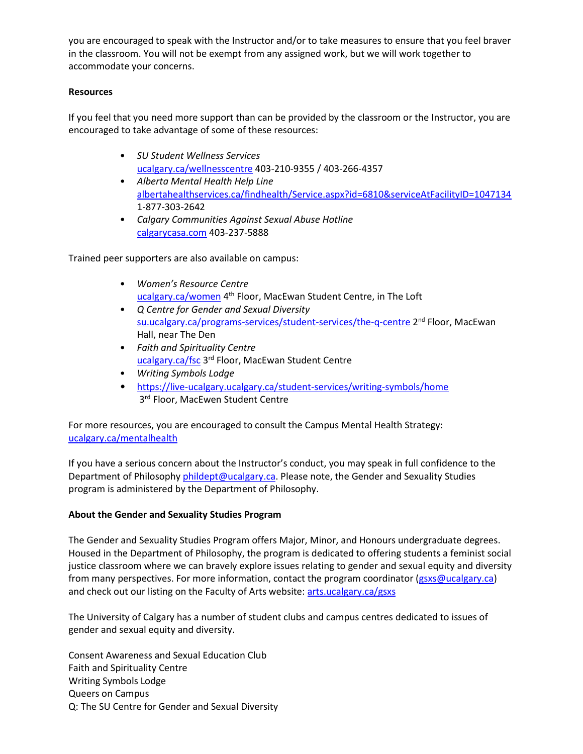you are encouraged to speak with the Instructor and/or to take measures to ensure that you feel braver in the classroom. You will not be exempt from any assigned work, but we will work together to accommodate your concerns.

**Resources**

If you feel that you need more support than can be provided by the classroom or the Instructor, you are encouraged to take advantage of some of these resources:

- *SU Student Wellness Services*
  ucalgary.ca/wellnesscentre 403-210-9355 / 403-266-4357
- *Alberta Mental Health Help Line*
  albertahealthservices.ca/findhealth/Service.aspx?id=6810&serviceAtFacilityID=1047134 1-877-303-2642
- *Calgary Communities Against Sexual Abuse Hotline*
  calgarycasa.com 403-237-5888

Trained peer supporters are also available on campus:

- *Women's Resource Centre*
  ucalgary.ca/women 4th Floor, MacEwan Student Centre, in The Loft
- *Q Centre for Gender and Sexual Diversity*
  su.ucalgary.ca/programs-services/student-services/the-q-centre 2nd Floor, MacEwan Hall, near The Den
- *Faith and Spirituality Centre*
  ucalgary.ca/fsc 3rd Floor, MacEwan Student Centre
- *Writing Symbols Lodge*
- https://live-ucalgary.ucalgary.ca/student-services/writing-symbols/home
  3rd Floor, MacEwen Student Centre

For more resources, you are encouraged to consult the Campus Mental Health Strategy: ucalgary.ca/mentalhealth

If you have a serious concern about the Instructor's conduct, you may speak in full confidence to the Department of Philosophy phildept@ucalgary.ca. Please note, the Gender and Sexuality Studies program is administered by the Department of Philosophy.

**About the Gender and Sexuality Studies Program**

The Gender and Sexuality Studies Program offers Major, Minor, and Honours undergraduate degrees. Housed in the Department of Philosophy, the program is dedicated to offering students a feminist social justice classroom where we can bravely explore issues relating to gender and sexual equity and diversity from many perspectives. For more information, contact the program coordinator (gsxs@ucalgary.ca) and check out our listing on the Faculty of Arts website: arts.ucalgary.ca/gsxs

The University of Calgary has a number of student clubs and campus centres dedicated to issues of gender and sexual equity and diversity.

Consent Awareness and Sexual Education Club
Faith and Spirituality Centre
Writing Symbols Lodge
Queers on Campus
Q: The SU Centre for Gender and Sexual Diversity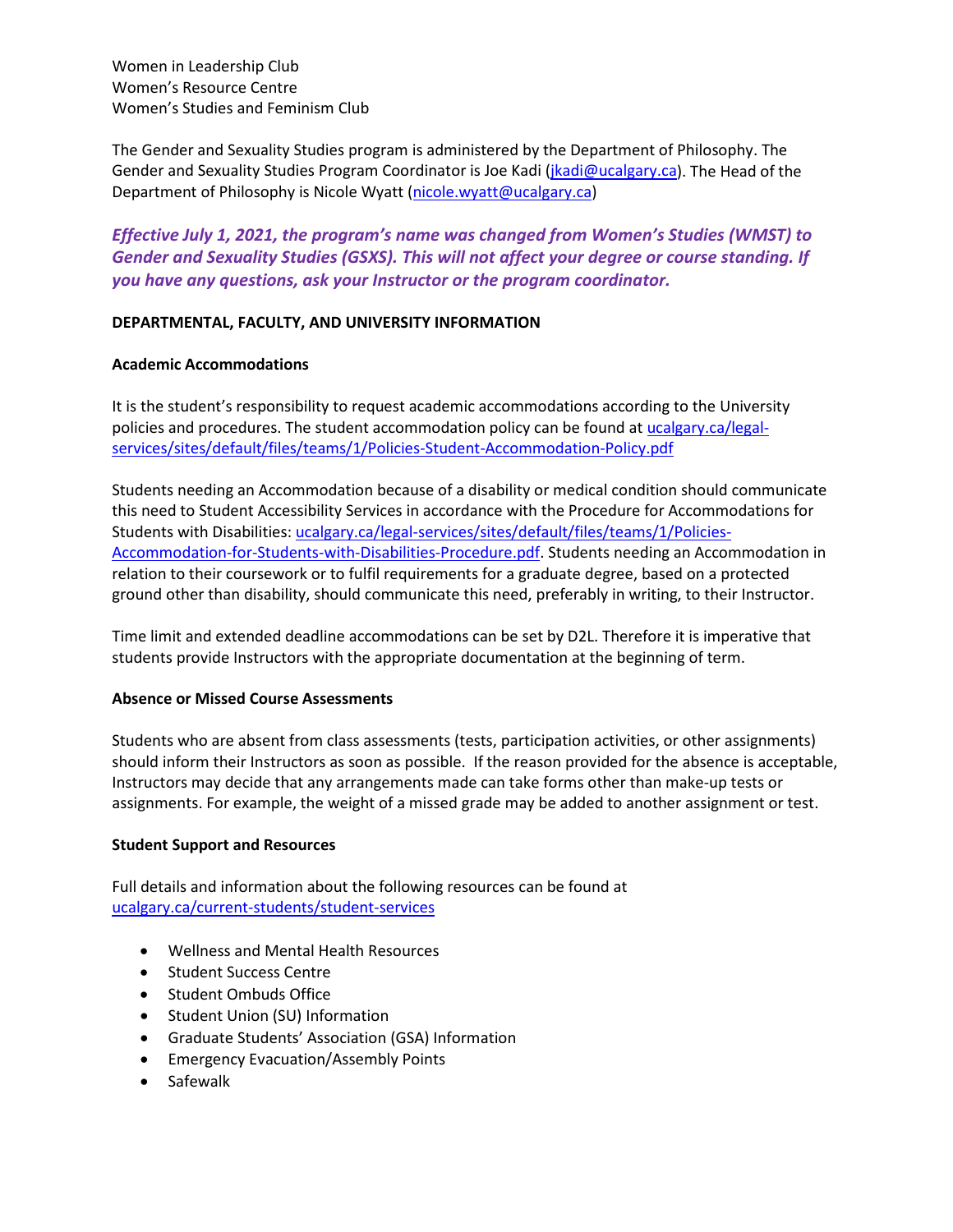Women in Leadership Club
Women's Resource Centre
Women's Studies and Feminism Club

The Gender and Sexuality Studies program is administered by the Department of Philosophy. The Gender and Sexuality Studies Program Coordinator is Joe Kadi (jkadi@ucalgary.ca). The Head of the Department of Philosophy is Nicole Wyatt (nicole.wyatt@ucalgary.ca)

***Effective July 1, 2021, the program's name was changed from Women's Studies (WMST) to Gender and Sexuality Studies (GSXS). This will not affect your degree or course standing. If you have any questions, ask your Instructor or the program coordinator.***

**DEPARTMENTAL, FACULTY, AND UNIVERSITY INFORMATION**

**Academic Accommodations**

It is the student's responsibility to request academic accommodations according to the University policies and procedures. The student accommodation policy can be found at ucalgary.ca/legal-services/sites/default/files/teams/1/Policies-Student-Accommodation-Policy.pdf

Students needing an Accommodation because of a disability or medical condition should communicate this need to Student Accessibility Services in accordance with the Procedure for Accommodations for Students with Disabilities: ucalgary.ca/legal-services/sites/default/files/teams/1/Policies-Accommodation-for-Students-with-Disabilities-Procedure.pdf. Students needing an Accommodation in relation to their coursework or to fulfil requirements for a graduate degree, based on a protected ground other than disability, should communicate this need, preferably in writing, to their Instructor.

Time limit and extended deadline accommodations can be set by D2L. Therefore it is imperative that students provide Instructors with the appropriate documentation at the beginning of term.

**Absence or Missed Course Assessments**

Students who are absent from class assessments (tests, participation activities, or other assignments) should inform their Instructors as soon as possible. If the reason provided for the absence is acceptable, Instructors may decide that any arrangements made can take forms other than make-up tests or assignments. For example, the weight of a missed grade may be added to another assignment or test.

**Student Support and Resources**

Full details and information about the following resources can be found at ucalgary.ca/current-students/student-services

- Wellness and Mental Health Resources
- Student Success Centre
- Student Ombuds Office
- Student Union (SU) Information
- Graduate Students' Association (GSA) Information
- Emergency Evacuation/Assembly Points
- Safewalk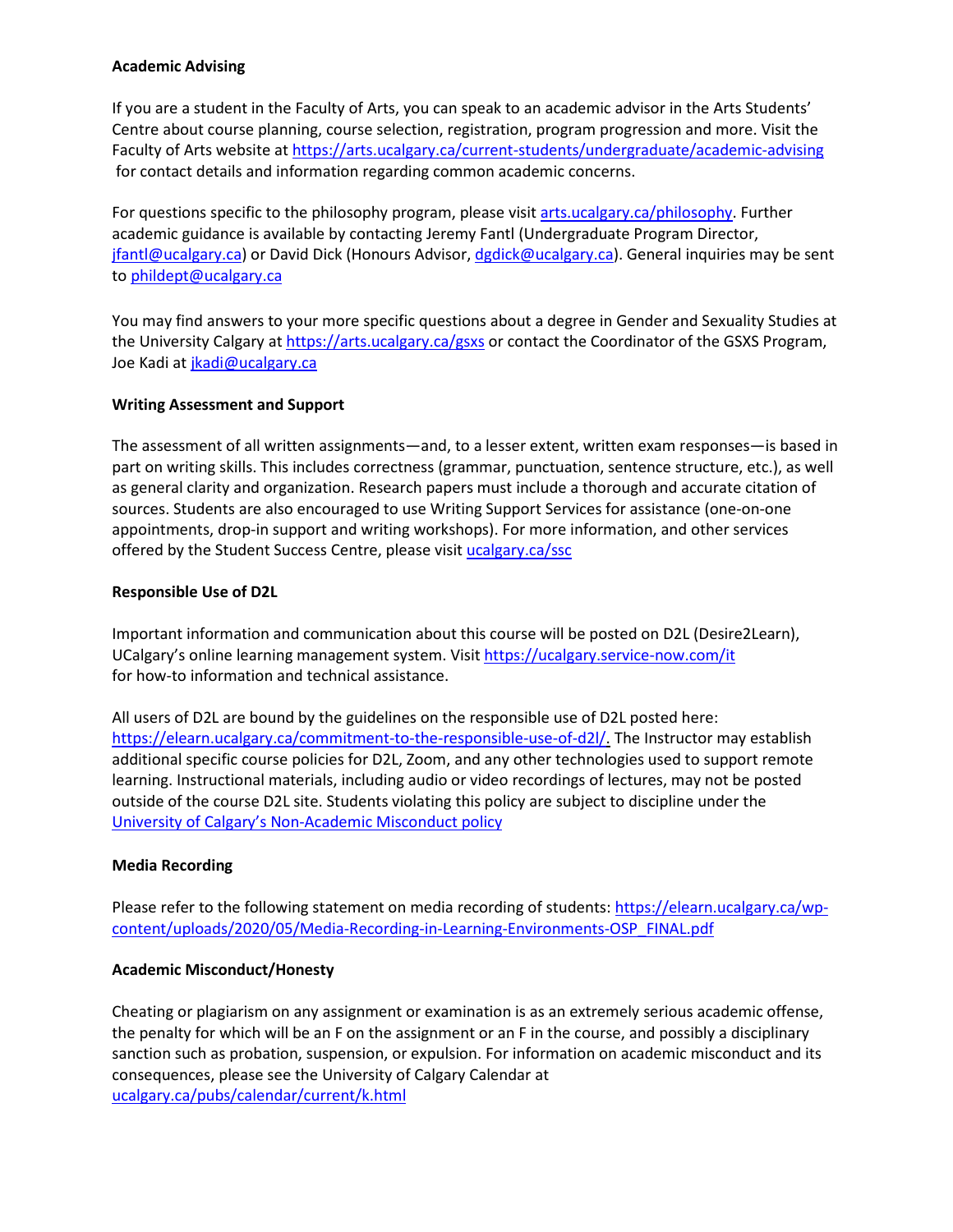**Academic Advising**

If you are a student in the Faculty of Arts, you can speak to an academic advisor in the Arts Students' Centre about course planning, course selection, registration, program progression and more. Visit the Faculty of Arts website at https://arts.ucalgary.ca/current-students/undergraduate/academic-advising for contact details and information regarding common academic concerns.

For questions specific to the philosophy program, please visit arts.ucalgary.ca/philosophy. Further academic guidance is available by contacting Jeremy Fantl (Undergraduate Program Director, jfantl@ucalgary.ca) or David Dick (Honours Advisor, dgdick@ucalgary.ca). General inquiries may be sent to phildept@ucalgary.ca

You may find answers to your more specific questions about a degree in Gender and Sexuality Studies at the University Calgary at https://arts.ucalgary.ca/gsxs or contact the Coordinator of the GSXS Program, Joe Kadi at jkadi@ucalgary.ca

**Writing Assessment and Support**

The assessment of all written assignments—and, to a lesser extent, written exam responses—is based in part on writing skills. This includes correctness (grammar, punctuation, sentence structure, etc.), as well as general clarity and organization. Research papers must include a thorough and accurate citation of sources. Students are also encouraged to use Writing Support Services for assistance (one-on-one appointments, drop-in support and writing workshops). For more information, and other services offered by the Student Success Centre, please visit ucalgary.ca/ssc

**Responsible Use of D2L**

Important information and communication about this course will be posted on D2L (Desire2Learn), UCalgary's online learning management system. Visit https://ucalgary.service-now.com/it for how-to information and technical assistance.

All users of D2L are bound by the guidelines on the responsible use of D2L posted here: https://elearn.ucalgary.ca/commitment-to-the-responsible-use-of-d2l/. The Instructor may establish additional specific course policies for D2L, Zoom, and any other technologies used to support remote learning. Instructional materials, including audio or video recordings of lectures, may not be posted outside of the course D2L site. Students violating this policy are subject to discipline under the University of Calgary's Non-Academic Misconduct policy

**Media Recording**

Please refer to the following statement on media recording of students: https://elearn.ucalgary.ca/wp-content/uploads/2020/05/Media-Recording-in-Learning-Environments-OSP_FINAL.pdf

**Academic Misconduct/Honesty**

Cheating or plagiarism on any assignment or examination is as an extremely serious academic offense, the penalty for which will be an F on the assignment or an F in the course, and possibly a disciplinary sanction such as probation, suspension, or expulsion. For information on academic misconduct and its consequences, please see the University of Calgary Calendar at ucalgary.ca/pubs/calendar/current/k.html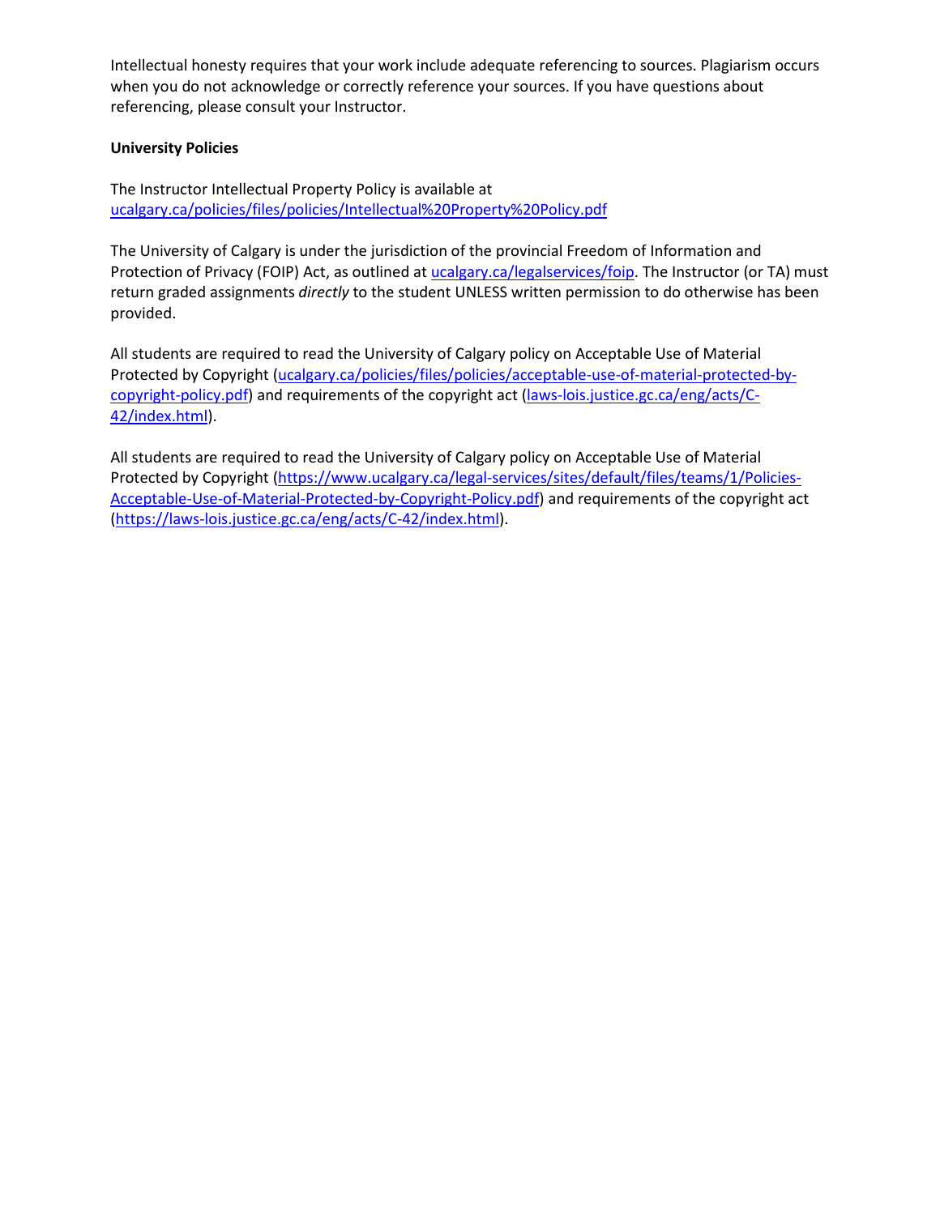Intellectual honesty requires that your work include adequate referencing to sources. Plagiarism occurs when you do not acknowledge or correctly reference your sources. If you have questions about referencing, please consult your Instructor.

**University Policies**

The Instructor Intellectual Property Policy is available at [ucalgary.ca/policies/files/policies/Intellectual%20Property%20Policy.pdf](ucalgary.ca/policies/files/policies/Intellectual%20Property%20Policy.pdf)

The University of Calgary is under the jurisdiction of the provincial Freedom of Information and Protection of Privacy (FOIP) Act, as outlined at [ucalgary.ca/legalservices/foip](ucalgary.ca/legalservices/foip). The Instructor (or TA) must return graded assignments *directly* to the student UNLESS written permission to do otherwise has been provided.

All students are required to read the University of Calgary policy on Acceptable Use of Material Protected by Copyright ([ucalgary.ca/policies/files/policies/acceptable-use-of-material-protected-by-copyright-policy.pdf](ucalgary.ca/policies/files/policies/acceptable-use-of-material-protected-by-copyright-policy.pdf)) and requirements of the copyright act ([laws-lois.justice.gc.ca/eng/acts/C-42/index.html](laws-lois.justice.gc.ca/eng/acts/C-42/index.html)).

All students are required to read the University of Calgary policy on Acceptable Use of Material Protected by Copyright ([https://www.ucalgary.ca/legal-services/sites/default/files/teams/1/Policies-Acceptable-Use-of-Material-Protected-by-Copyright-Policy.pdf](https://www.ucalgary.ca/legal-services/sites/default/files/teams/1/Policies-Acceptable-Use-of-Material-Protected-by-Copyright-Policy.pdf)) and requirements of the copyright act ([https://laws-lois.justice.gc.ca/eng/acts/C-42/index.html](https://laws-lois.justice.gc.ca/eng/acts/C-42/index.html)).